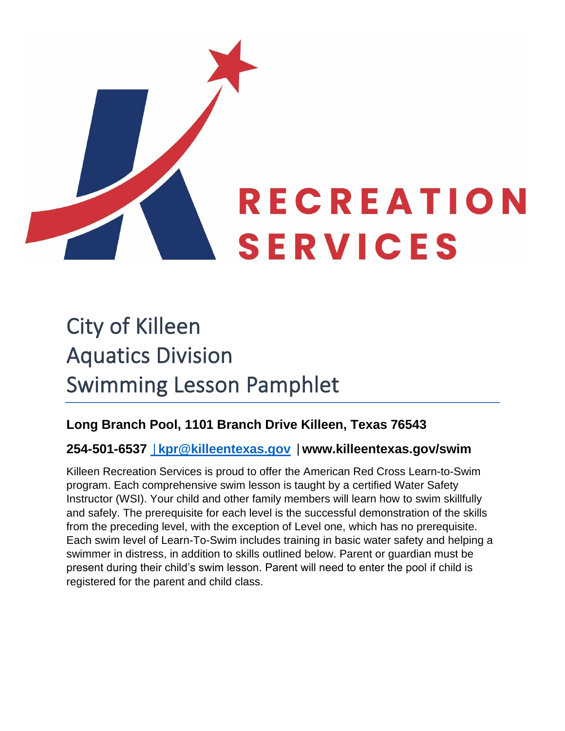RECREATION SERVICES

# City of Killeen
# Aquatics Division
# Swimming Lesson Pamphlet

**Long Branch Pool, 1101 Branch Drive Killeen, Texas 76543**

**254-501-6537 | kpr@killeentexas.gov | www.killeentexas.gov/swim**

Killeen Recreation Services is proud to offer the American Red Cross Learn-to-Swim program. Each comprehensive swim lesson is taught by a certified Water Safety Instructor (WSI). Your child and other family members will learn how to swim skillfully and safely. The prerequisite for each level is the successful demonstration of the skills from the preceding level, with the exception of Level one, which has no prerequisite. Each swim level of Learn-To-Swim includes training in basic water safety and helping a swimmer in distress, in addition to skills outlined below. Parent or guardian must be present during their child's swim lesson. Parent will need to enter the pool if child is registered for the parent and child class.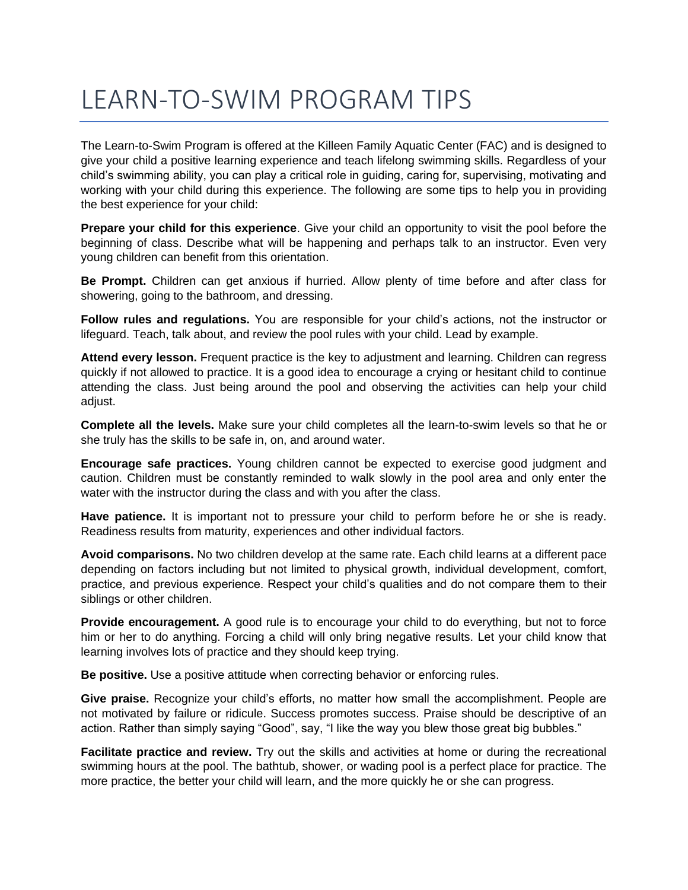# LEARN-TO-SWIM PROGRAM TIPS

The Learn-to-Swim Program is offered at the Killeen Family Aquatic Center (FAC) and is designed to give your child a positive learning experience and teach lifelong swimming skills. Regardless of your child's swimming ability, you can play a critical role in guiding, caring for, supervising, motivating and working with your child during this experience. The following are some tips to help you in providing the best experience for your child:

**Prepare your child for this experience**. Give your child an opportunity to visit the pool before the beginning of class. Describe what will be happening and perhaps talk to an instructor. Even very young children can benefit from this orientation.

**Be Prompt.** Children can get anxious if hurried. Allow plenty of time before and after class for showering, going to the bathroom, and dressing.

**Follow rules and regulations.** You are responsible for your child's actions, not the instructor or lifeguard. Teach, talk about, and review the pool rules with your child. Lead by example.

**Attend every lesson.** Frequent practice is the key to adjustment and learning. Children can regress quickly if not allowed to practice. It is a good idea to encourage a crying or hesitant child to continue attending the class. Just being around the pool and observing the activities can help your child adjust.

**Complete all the levels.** Make sure your child completes all the learn-to-swim levels so that he or she truly has the skills to be safe in, on, and around water.

**Encourage safe practices.** Young children cannot be expected to exercise good judgment and caution. Children must be constantly reminded to walk slowly in the pool area and only enter the water with the instructor during the class and with you after the class.

**Have patience.** It is important not to pressure your child to perform before he or she is ready. Readiness results from maturity, experiences and other individual factors.

**Avoid comparisons.** No two children develop at the same rate. Each child learns at a different pace depending on factors including but not limited to physical growth, individual development, comfort, practice, and previous experience. Respect your child's qualities and do not compare them to their siblings or other children.

**Provide encouragement.** A good rule is to encourage your child to do everything, but not to force him or her to do anything. Forcing a child will only bring negative results. Let your child know that learning involves lots of practice and they should keep trying.

**Be positive.** Use a positive attitude when correcting behavior or enforcing rules.

**Give praise.** Recognize your child's efforts, no matter how small the accomplishment. People are not motivated by failure or ridicule. Success promotes success. Praise should be descriptive of an action. Rather than simply saying "Good", say, "I like the way you blew those great big bubbles."

**Facilitate practice and review.** Try out the skills and activities at home or during the recreational swimming hours at the pool. The bathtub, shower, or wading pool is a perfect place for practice. The more practice, the better your child will learn, and the more quickly he or she can progress.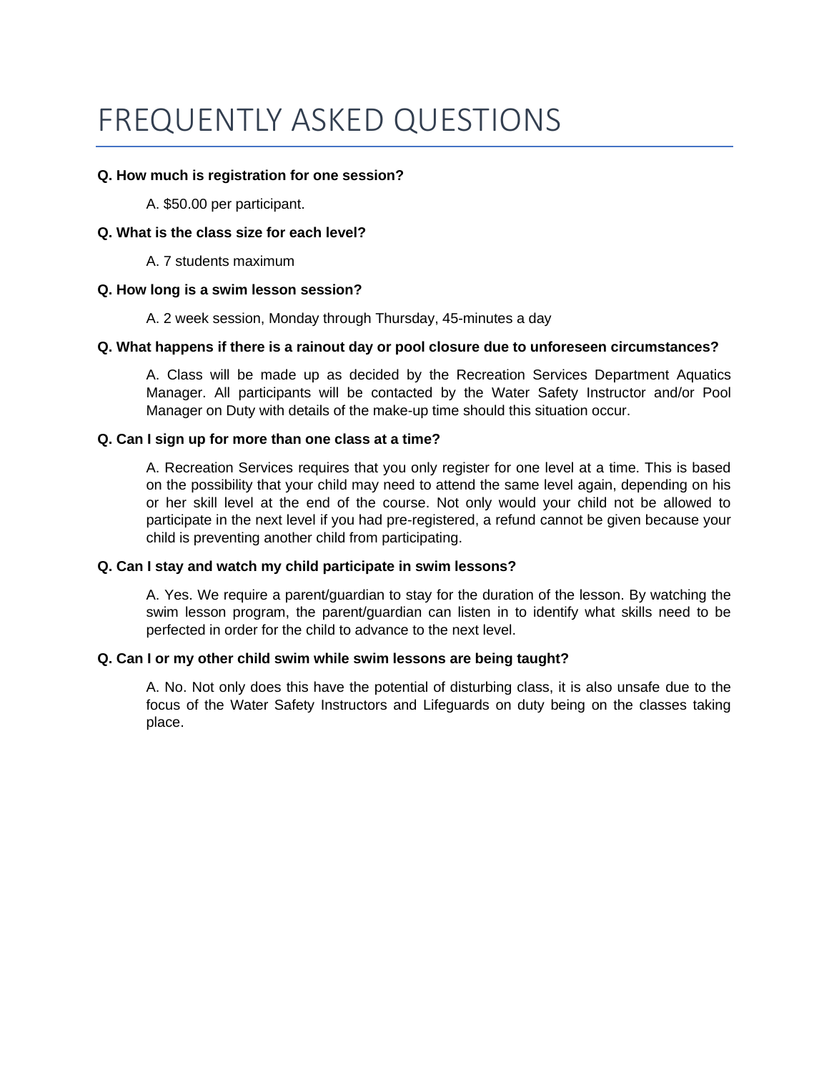# FREQUENTLY ASKED QUESTIONS

**Q. How much is registration for one session?**

A. $50.00 per participant.

**Q. What is the class size for each level?**

A. 7 students maximum

**Q. How long is a swim lesson session?**

A. 2 week session, Monday through Thursday, 45-minutes a day

**Q. What happens if there is a rainout day or pool closure due to unforeseen circumstances?**

A. Class will be made up as decided by the Recreation Services Department Aquatics Manager. All participants will be contacted by the Water Safety Instructor and/or Pool Manager on Duty with details of the make-up time should this situation occur.

**Q. Can I sign up for more than one class at a time?**

A. Recreation Services requires that you only register for one level at a time. This is based on the possibility that your child may need to attend the same level again, depending on his or her skill level at the end of the course. Not only would your child not be allowed to participate in the next level if you had pre-registered, a refund cannot be given because your child is preventing another child from participating.

**Q. Can I stay and watch my child participate in swim lessons?**

A. Yes. We require a parent/guardian to stay for the duration of the lesson. By watching the swim lesson program, the parent/guardian can listen in to identify what skills need to be perfected in order for the child to advance to the next level.

**Q. Can I or my other child swim while swim lessons are being taught?**

A. No. Not only does this have the potential of disturbing class, it is also unsafe due to the focus of the Water Safety Instructors and Lifeguards on duty being on the classes taking place.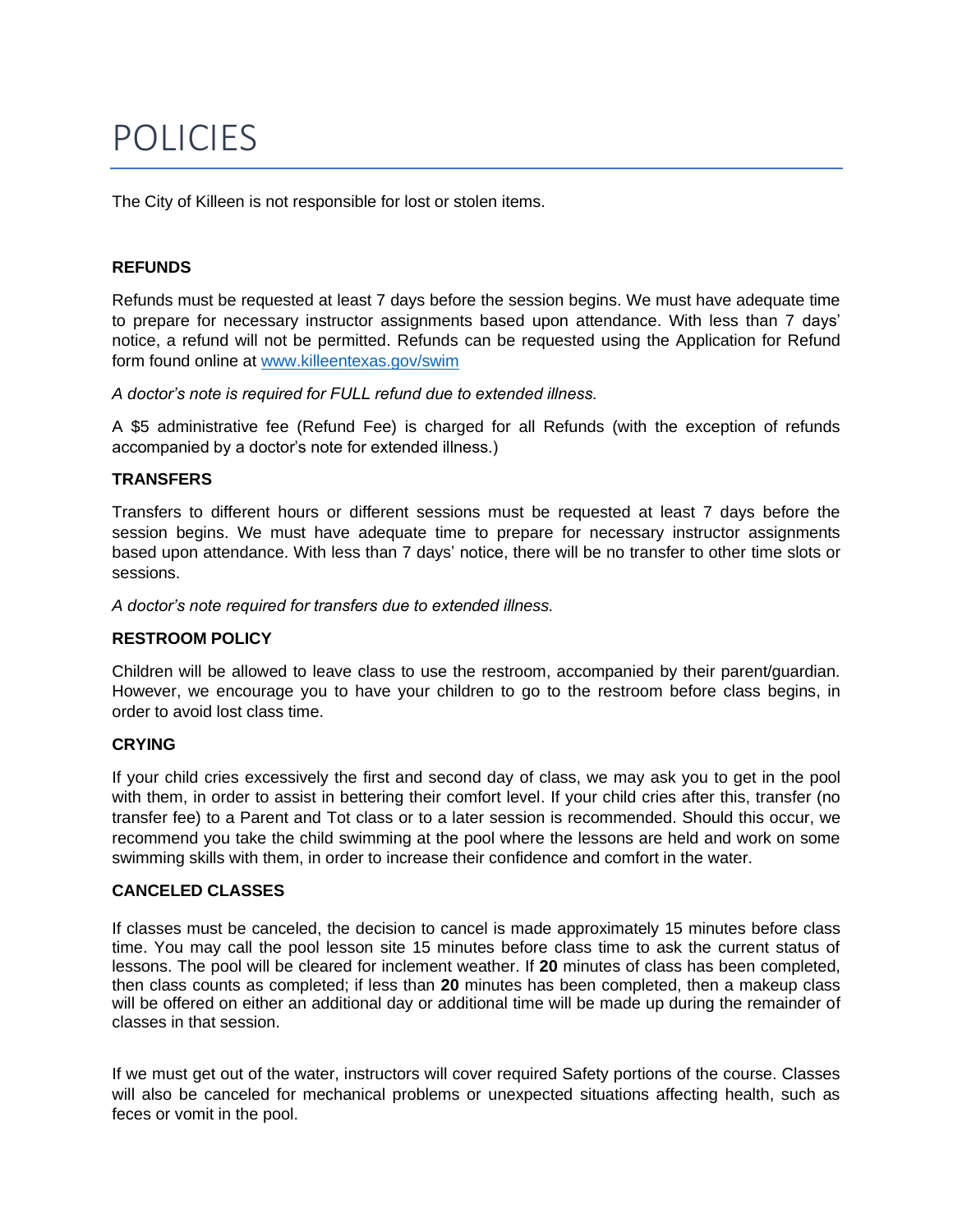# POLICIES

The City of Killeen is not responsible for lost or stolen items.

**REFUNDS**

Refunds must be requested at least 7 days before the session begins. We must have adequate time to prepare for necessary instructor assignments based upon attendance. With less than 7 days' notice, a refund will not be permitted. Refunds can be requested using the Application for Refund form found online at [www.killeentexas.gov/swim](www.killeentexas.gov/swim)

*A doctor's note is required for FULL refund due to extended illness.*

A $5 administrative fee (Refund Fee) is charged for all Refunds (with the exception of refunds accompanied by a doctor's note for extended illness.)

**TRANSFERS**

Transfers to different hours or different sessions must be requested at least 7 days before the session begins. We must have adequate time to prepare for necessary instructor assignments based upon attendance. With less than 7 days' notice, there will be no transfer to other time slots or sessions.

*A doctor's note required for transfers due to extended illness.*

**RESTROOM POLICY**

Children will be allowed to leave class to use the restroom, accompanied by their parent/guardian. However, we encourage you to have your children to go to the restroom before class begins, in order to avoid lost class time.

**CRYING**

If your child cries excessively the first and second day of class, we may ask you to get in the pool with them, in order to assist in bettering their comfort level. If your child cries after this, transfer (no transfer fee) to a Parent and Tot class or to a later session is recommended. Should this occur, we recommend you take the child swimming at the pool where the lessons are held and work on some swimming skills with them, in order to increase their confidence and comfort in the water.

**CANCELED CLASSES**

If classes must be canceled, the decision to cancel is made approximately 15 minutes before class time. You may call the pool lesson site 15 minutes before class time to ask the current status of lessons. The pool will be cleared for inclement weather. If **20** minutes of class has been completed, then class counts as completed; if less than **20** minutes has been completed, then a makeup class will be offered on either an additional day or additional time will be made up during the remainder of classes in that session.

If we must get out of the water, instructors will cover required Safety portions of the course. Classes will also be canceled for mechanical problems or unexpected situations affecting health, such as feces or vomit in the pool.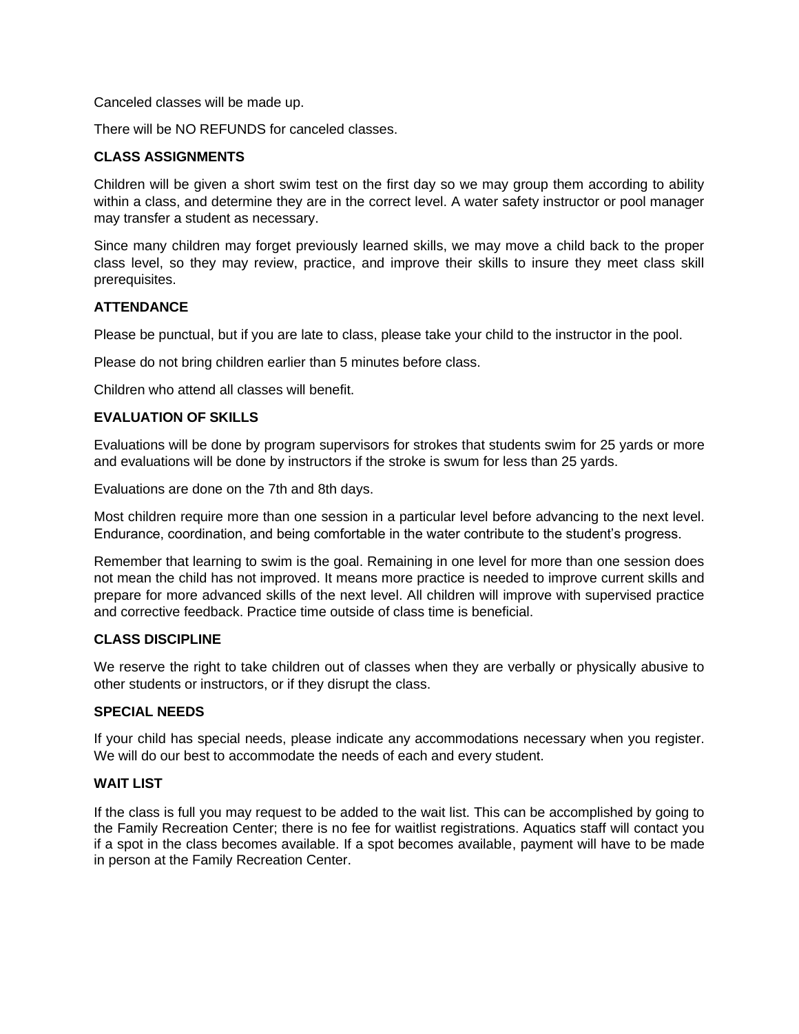Canceled classes will be made up.

There will be NO REFUNDS for canceled classes.

### CLASS ASSIGNMENTS

Children will be given a short swim test on the first day so we may group them according to ability within a class, and determine they are in the correct level. A water safety instructor or pool manager may transfer a student as necessary.

Since many children may forget previously learned skills, we may move a child back to the proper class level, so they may review, practice, and improve their skills to insure they meet class skill prerequisites.

### ATTENDANCE

Please be punctual, but if you are late to class, please take your child to the instructor in the pool.

Please do not bring children earlier than 5 minutes before class.

Children who attend all classes will benefit.

### EVALUATION OF SKILLS

Evaluations will be done by program supervisors for strokes that students swim for 25 yards or more and evaluations will be done by instructors if the stroke is swum for less than 25 yards.

Evaluations are done on the 7th and 8th days.

Most children require more than one session in a particular level before advancing to the next level. Endurance, coordination, and being comfortable in the water contribute to the student's progress.

Remember that learning to swim is the goal. Remaining in one level for more than one session does not mean the child has not improved. It means more practice is needed to improve current skills and prepare for more advanced skills of the next level. All children will improve with supervised practice and corrective feedback. Practice time outside of class time is beneficial.

### CLASS DISCIPLINE

We reserve the right to take children out of classes when they are verbally or physically abusive to other students or instructors, or if they disrupt the class.

### SPECIAL NEEDS

If your child has special needs, please indicate any accommodations necessary when you register. We will do our best to accommodate the needs of each and every student.

### WAIT LIST

If the class is full you may request to be added to the wait list. This can be accomplished by going to the Family Recreation Center; there is no fee for waitlist registrations. Aquatics staff will contact you if a spot in the class becomes available. If a spot becomes available, payment will have to be made in person at the Family Recreation Center.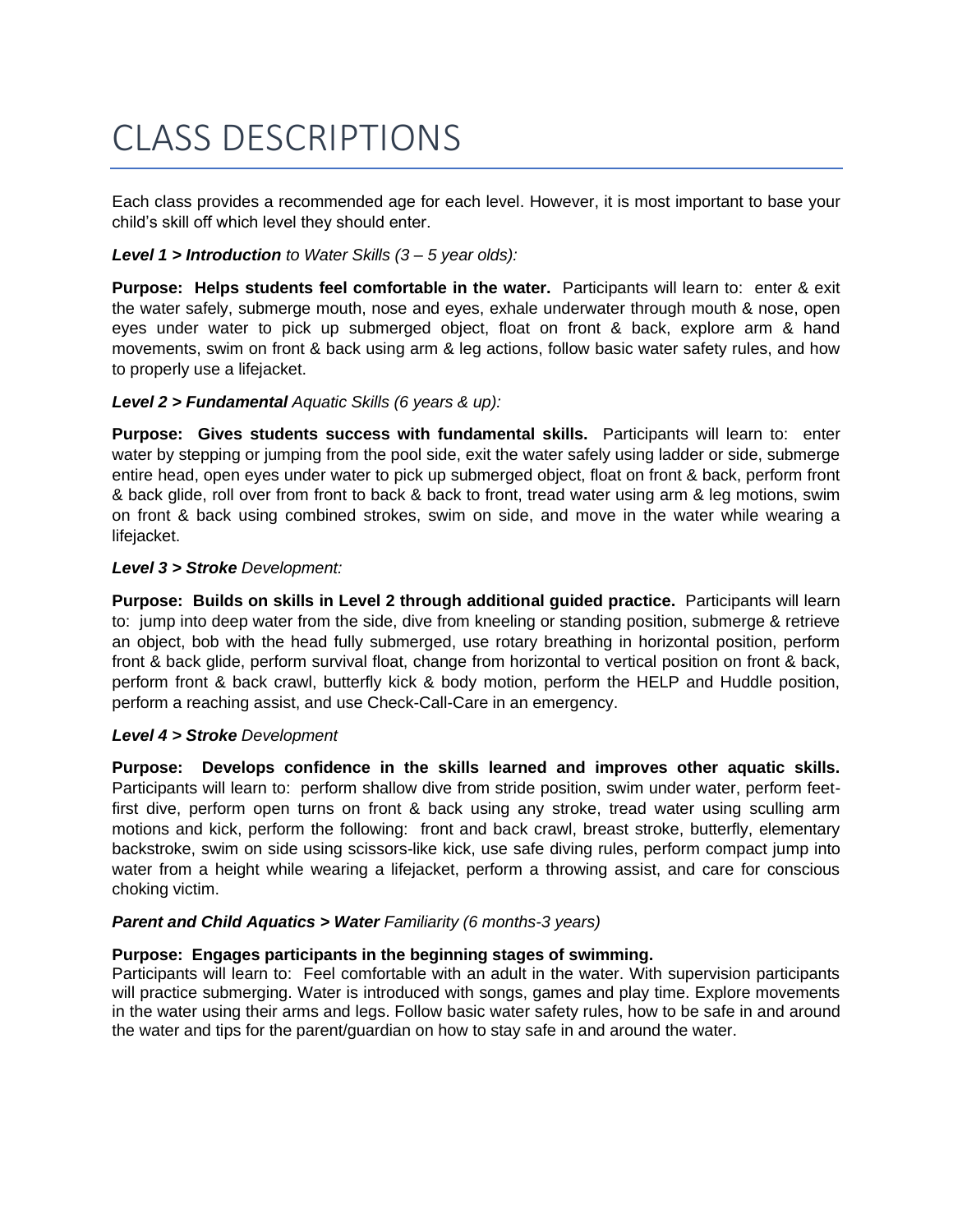# CLASS DESCRIPTIONS

Each class provides a recommended age for each level. However, it is most important to base your child's skill off which level they should enter.

***Level 1 > Introduction*** *to Water Skills (3 – 5 year olds):*

**Purpose: Helps students feel comfortable in the water.** Participants will learn to: enter & exit the water safely, submerge mouth, nose and eyes, exhale underwater through mouth & nose, open eyes under water to pick up submerged object, float on front & back, explore arm & hand movements, swim on front & back using arm & leg actions, follow basic water safety rules, and how to properly use a lifejacket.

***Level 2 > Fundamental*** *Aquatic Skills (6 years & up):*

**Purpose: Gives students success with fundamental skills.** Participants will learn to: enter water by stepping or jumping from the pool side, exit the water safely using ladder or side, submerge entire head, open eyes under water to pick up submerged object, float on front & back, perform front & back glide, roll over from front to back & back to front, tread water using arm & leg motions, swim on front & back using combined strokes, swim on side, and move in the water while wearing a lifejacket.

***Level 3 > Stroke*** *Development:*

**Purpose: Builds on skills in Level 2 through additional guided practice.** Participants will learn to: jump into deep water from the side, dive from kneeling or standing position, submerge & retrieve an object, bob with the head fully submerged, use rotary breathing in horizontal position, perform front & back glide, perform survival float, change from horizontal to vertical position on front & back, perform front & back crawl, butterfly kick & body motion, perform the HELP and Huddle position, perform a reaching assist, and use Check-Call-Care in an emergency.

***Level 4 > Stroke*** *Development*

**Purpose: Develops confidence in the skills learned and improves other aquatic skills.** Participants will learn to: perform shallow dive from stride position, swim under water, perform feet-first dive, perform open turns on front & back using any stroke, tread water using sculling arm motions and kick, perform the following: front and back crawl, breast stroke, butterfly, elementary backstroke, swim on side using scissors-like kick, use safe diving rules, perform compact jump into water from a height while wearing a lifejacket, perform a throwing assist, and care for conscious choking victim.

***Parent and Child Aquatics > Water*** *Familiarity (6 months-3 years)*

**Purpose: Engages participants in the beginning stages of swimming.**
Participants will learn to: Feel comfortable with an adult in the water. With supervision participants will practice submerging. Water is introduced with songs, games and play time. Explore movements in the water using their arms and legs. Follow basic water safety rules, how to be safe in and around the water and tips for the parent/guardian on how to stay safe in and around the water.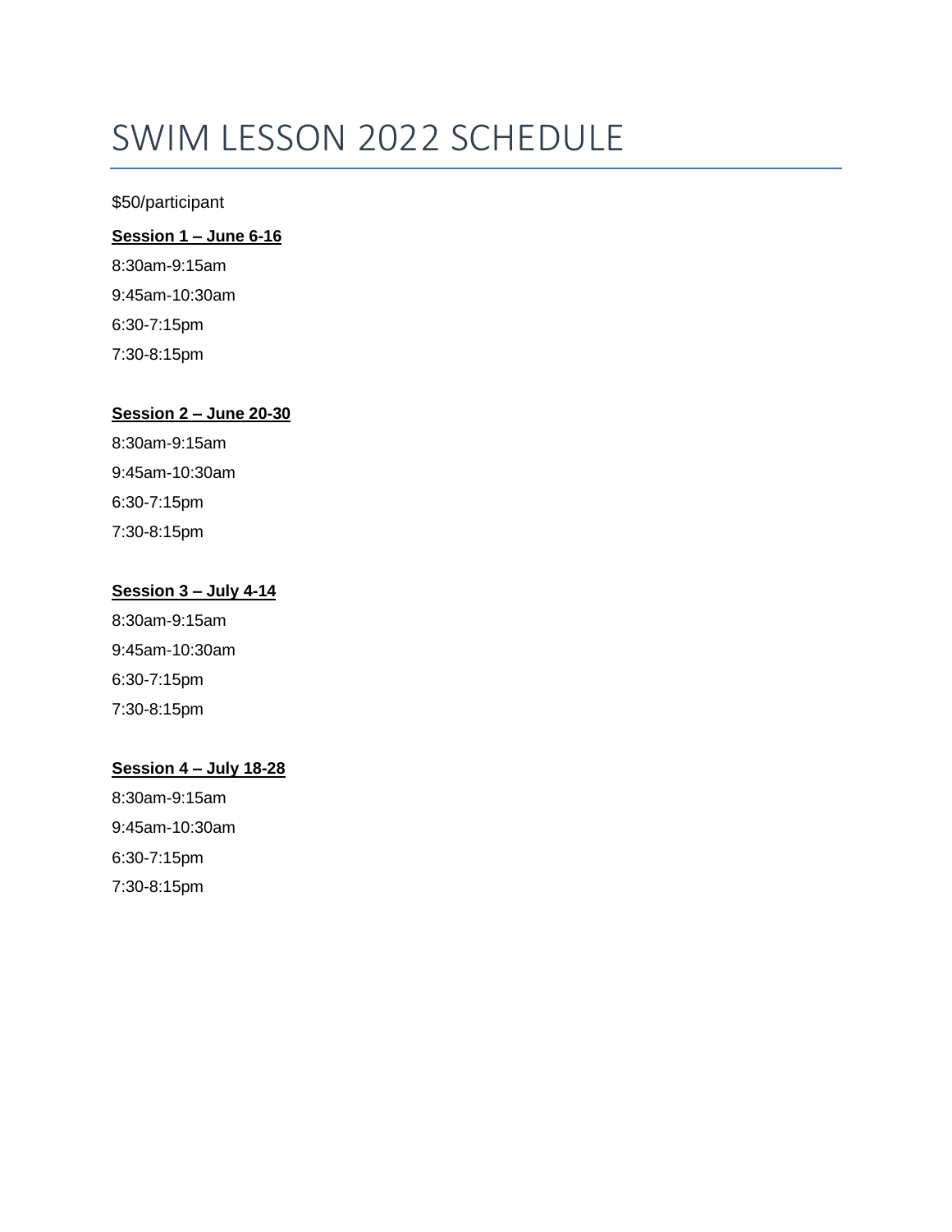# SWIM LESSON 2022 SCHEDULE

$50/participant

**Session 1 – June 6-16**

8:30am-9:15am

9:45am-10:30am

6:30-7:15pm

7:30-8:15pm

**Session 2 – June 20-30**

8:30am-9:15am

9:45am-10:30am

6:30-7:15pm

7:30-8:15pm

**Session 3 – July 4-14**

8:30am-9:15am

9:45am-10:30am

6:30-7:15pm

7:30-8:15pm

**Session 4 – July 18-28**

8:30am-9:15am

9:45am-10:30am

6:30-7:15pm

7:30-8:15pm